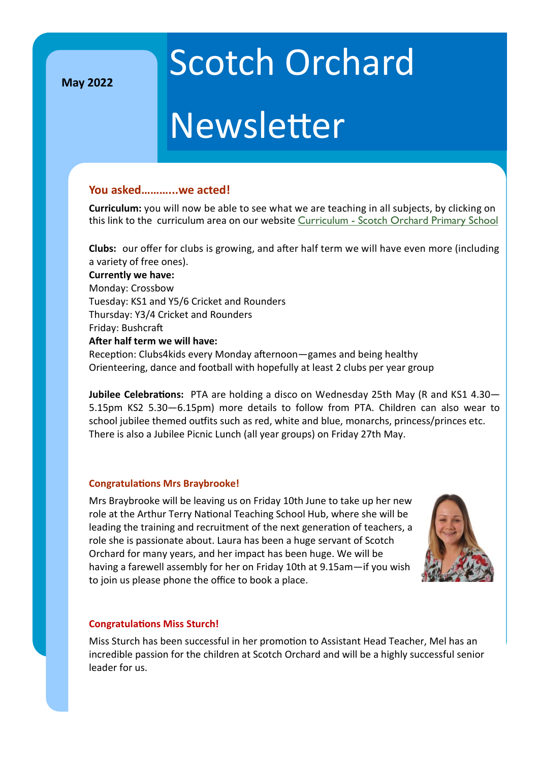May 2022

# Scotch Orchard Newsletter

## You asked…………we acted!

**Curriculum:** you will now be able to see what we are teaching in all subjects, by clicking on this link to the curriculum area on our website Curriculum - Scotch Orchard Primary School

**Clubs:** our offer for clubs is growing, and after half term we will have even more (including a variety of free ones).

**Currently we have:**

Monday: Crossbow
Tuesday: KS1 and Y5/6 Cricket and Rounders
Thursday: Y3/4 Cricket and Rounders
Friday: Bushcraft

**After half term we will have:**

Reception: Clubs4kids every Monday afternoon—games and being healthy
Orienteering, dance and football with hopefully at least 2 clubs per year group

**Jubilee Celebrations:** PTA are holding a disco on Wednesday 25th May (R and KS1 4.30—5.15pm KS2 5.30—6.15pm) more details to follow from PTA. Children can also wear to school jubilee themed outfits such as red, white and blue, monarchs, princess/princes etc. There is also a Jubilee Picnic Lunch (all year groups) on Friday 27th May.

### Congratulations Mrs Braybrooke!

Mrs Braybrooke will be leaving us on Friday 10th June to take up her new role at the Arthur Terry National Teaching School Hub, where she will be leading the training and recruitment of the next generation of teachers, a role she is passionate about. Laura has been a huge servant of Scotch Orchard for many years, and her impact has been huge. We will be having a farewell assembly for her on Friday 10th at 9.15am—if you wish to join us please phone the office to book a place.

### Congratulations Miss Sturch!

Miss Sturch has been successful in her promotion to Assistant Head Teacher, Mel has an incredible passion for the children at Scotch Orchard and will be a highly successful senior leader for us.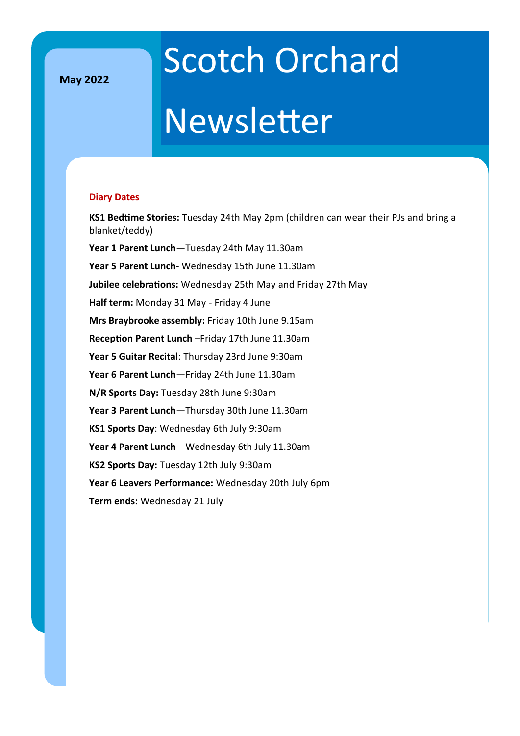May 2022

# Scotch Orchard Newsletter

**Diary Dates**

**KS1 Bedtime Stories:** Tuesday 24th May 2pm (children can wear their PJs and bring a blanket/teddy)

**Year 1 Parent Lunch**—Tuesday 24th May 11.30am

**Year 5 Parent Lunch**- Wednesday 15th June 11.30am

**Jubilee celebrations:** Wednesday 25th May and Friday 27th May

**Half term:** Monday 31 May - Friday 4 June

**Mrs Braybrooke assembly:** Friday 10th June 9.15am

**Reception Parent Lunch** –Friday 17th June 11.30am

**Year 5 Guitar Recital**: Thursday 23rd June 9:30am

**Year 6 Parent Lunch**—Friday 24th June 11.30am

**N/R Sports Day:** Tuesday 28th June 9:30am

**Year 3 Parent Lunch**—Thursday 30th June 11.30am

**KS1 Sports Day**: Wednesday 6th July 9:30am

**Year 4 Parent Lunch**—Wednesday 6th July 11.30am

**KS2 Sports Day:** Tuesday 12th July 9:30am

**Year 6 Leavers Performance:** Wednesday 20th July 6pm

**Term ends:** Wednesday 21 July